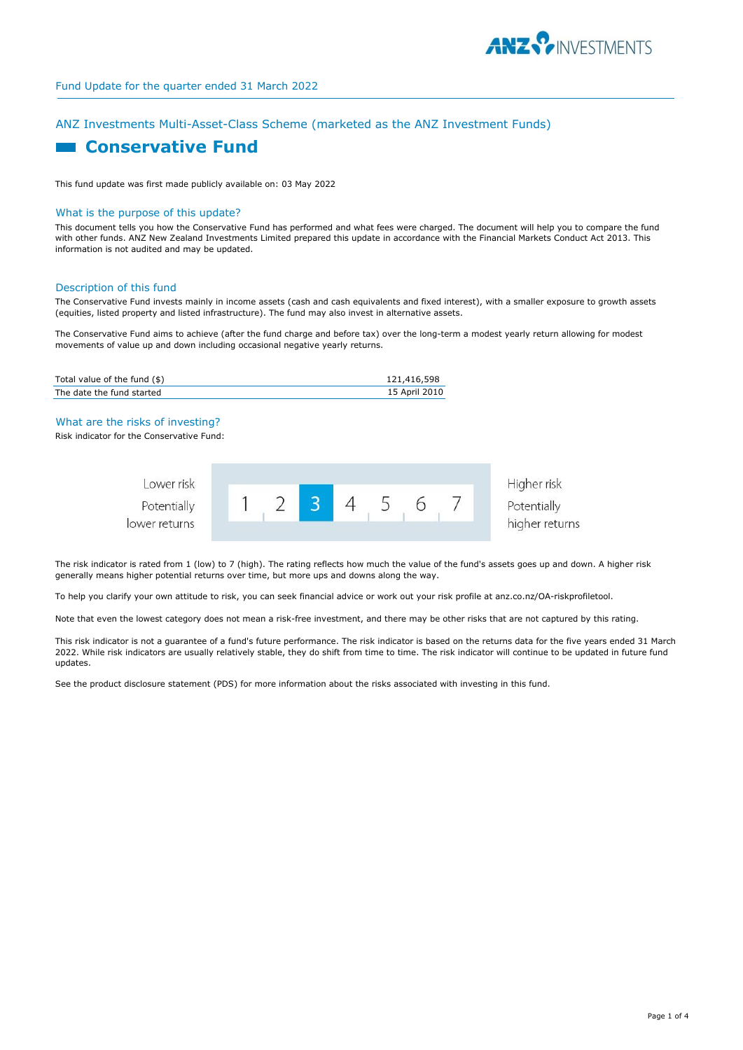Fund Update for the quarter ended 31 March 2022

ANZ Investments Multi-Asset-Class Scheme (marketed as the ANZ Investment Funds)

# Conservative Fund

This fund update was first made publicly available on: 03 May 2022

## What is the purpose of this update?

This document tells you how the Conservative Fund has performed and what fees were charged. The document will help you to compare the fund with other funds. ANZ New Zealand Investments Limited prepared this update in accordance with the Financial Markets Conduct Act 2013. This information is not audited and may be updated.

## Description of this fund

The Conservative Fund invests mainly in income assets (cash and cash equivalents and fixed interest), with a smaller exposure to growth assets (equities, listed property and listed infrastructure). The fund may also invest in alternative assets.

The Conservative Fund aims to achieve (after the fund charge and before tax) over the long-term a modest yearly return allowing for modest movements of value up and down including occasional negative yearly returns.

| | |
|---|---|
| Total value of the fund ($) | 121,416,598 |
| The date the fund started | 15 April 2010 |

## What are the risks of investing?

Risk indicator for the Conservative Fund:

| Lower risk<br>Potentially lower returns | 1 | 2 | **3** | 4 | 5 | 6 | 7 | Higher risk<br>Potentially higher returns |
|---|---|---|---|---|---|---|---|---|

The risk indicator is rated from 1 (low) to 7 (high). The rating reflects how much the value of the fund's assets goes up and down. A higher risk generally means higher potential returns over time, but more ups and downs along the way.

To help you clarify your own attitude to risk, you can seek financial advice or work out your risk profile at anz.co.nz/OA-riskprofiletool.

Note that even the lowest category does not mean a risk-free investment, and there may be other risks that are not captured by this rating.

This risk indicator is not a guarantee of a fund's future performance. The risk indicator is based on the returns data for the five years ended 31 March 2022. While risk indicators are usually relatively stable, they do shift from time to time. The risk indicator will continue to be updated in future fund updates.

See the product disclosure statement (PDS) for more information about the risks associated with investing in this fund.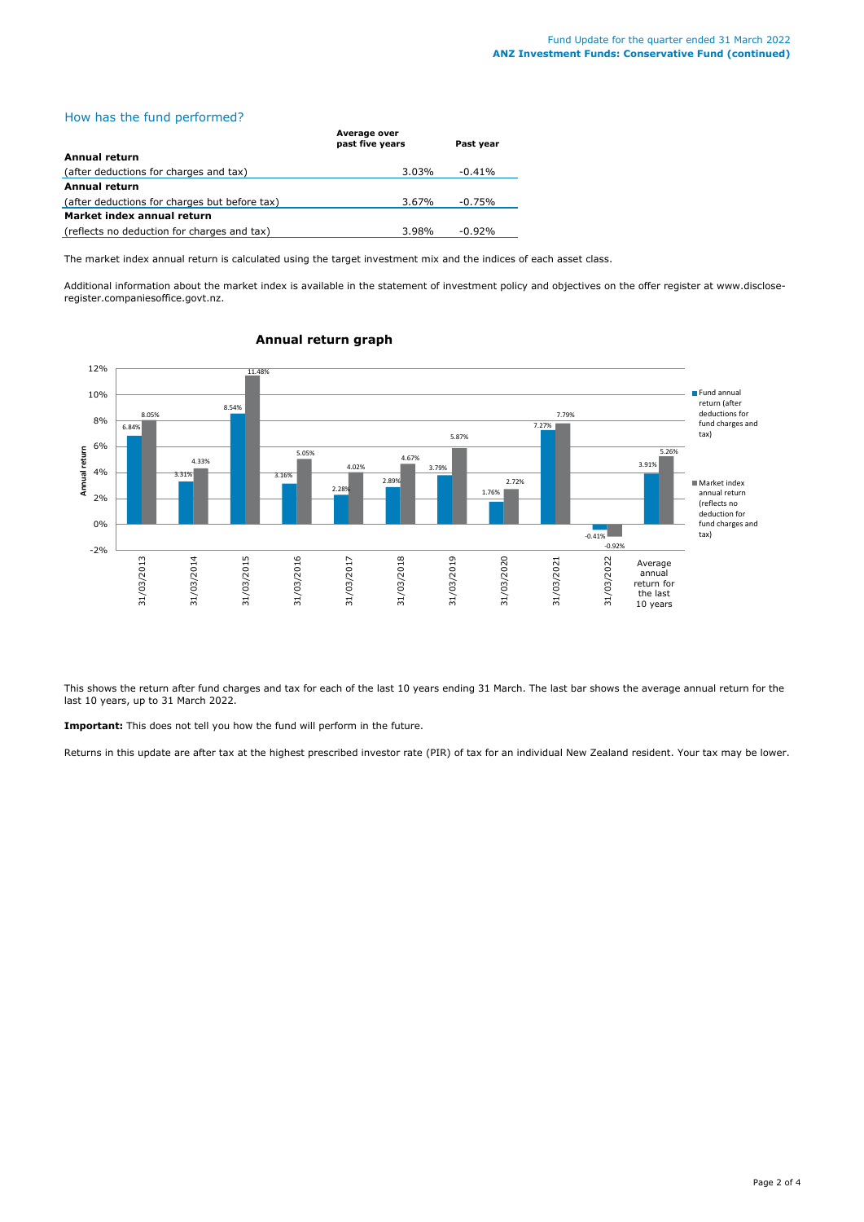## How has the fund performed?

| | Average over past five years | Past year |
|---|---|---|
| **Annual return** | | |
| (after deductions for charges and tax) | 3.03% | -0.41% |
| **Annual return** | | |
| (after deductions for charges but before tax) | 3.67% | -0.75% |
| **Market index annual return** | | |
| (reflects no deduction for charges and tax) | 3.98% | -0.92% |

The market index annual return is calculated using the target investment mix and the indices of each asset class.

Additional information about the market index is available in the statement of investment policy and objectives on the offer register at www.disclose-register.companiesoffice.govt.nz.

### Annual return graph

| | Fund annual return (after deductions for fund charges and tax) | Market index annual return (reflects no deduction for fund charges and tax) |
|---|---|---|
| 31/03/2013 | 6.84% | 8.05% |
| 31/03/2014 | 3.31% | 4.33% |
| 31/03/2015 | 8.54% | 11.48% |
| 31/03/2016 | 3.16% | 5.05% |
| 31/03/2017 | 2.28% | 4.02% |
| 31/03/2018 | 2.89% | 4.67% |
| 31/03/2019 | 3.79% | 5.87% |
| 31/03/2020 | 1.76% | 2.72% |
| 31/03/2021 | 7.27% | 7.79% |
| 31/03/2022 | -0.41% | -0.92% |
| Average annual return for the last 10 years | 3.91% | 5.26% |

This shows the return after fund charges and tax for each of the last 10 years ending 31 March. The last bar shows the average annual return for the last 10 years, up to 31 March 2022.

**Important:** This does not tell you how the fund will perform in the future.

Returns in this update are after tax at the highest prescribed investor rate (PIR) of tax for an individual New Zealand resident. Your tax may be lower.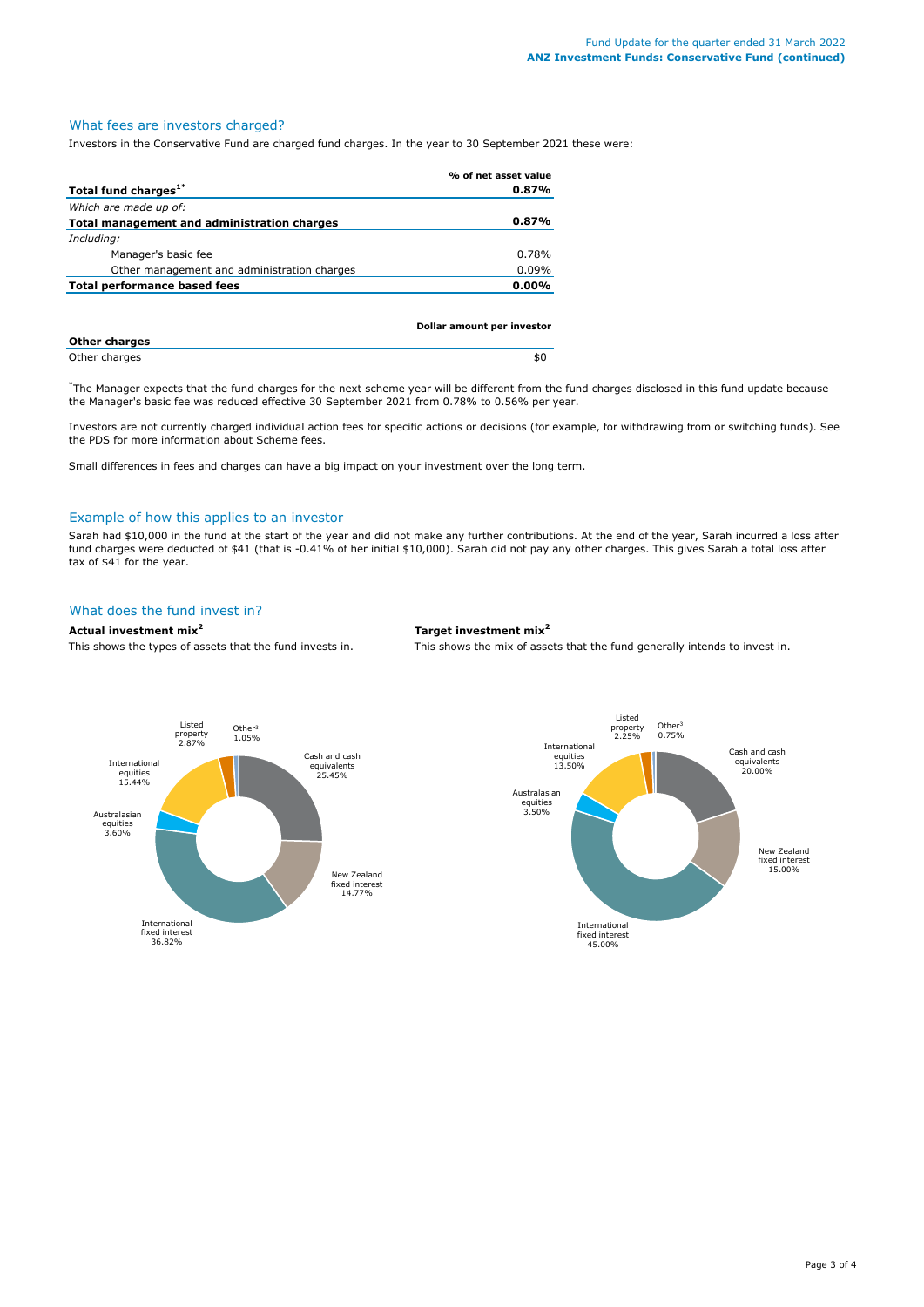## What fees are investors charged?

Investors in the Conservative Fund are charged fund charges. In the year to 30 September 2021 these were:

| | % of net asset value |
|---|---|
| **Total fund charges[1*]** | **0.87%** |
| *Which are made up of:* | |
| **Total management and administration charges** | **0.87%** |
| *Including:* | |
| Manager's basic fee | 0.78% |
| Other management and administration charges | 0.09% |
| **Total performance based fees** | **0.00%** |

| **Other charges** | **Dollar amount per investor** |
|---|---|
| Other charges | $0 |

*The Manager expects that the fund charges for the next scheme year will be different from the fund charges disclosed in this fund update because the Manager's basic fee was reduced effective 30 September 2021 from 0.78% to 0.56% per year.

Investors are not currently charged individual action fees for specific actions or decisions (for example, for withdrawing from or switching funds). See the PDS for more information about Scheme fees.

Small differences in fees and charges can have a big impact on your investment over the long term.

## Example of how this applies to an investor

Sarah had $10,000 in the fund at the start of the year and did not make any further contributions. At the end of the year, Sarah incurred a loss after fund charges were deducted of $41 (that is -0.41% of her initial $10,000). Sarah did not pay any other charges. This gives Sarah a total loss after tax of $41 for the year.

## What does the fund invest in?

### Actual investment mix[2]

This shows the types of assets that the fund invests in.

| Asset | % |
|---|---|
| Cash and cash equivalents | 25.45% |
| New Zealand fixed interest | 14.77% |
| International fixed interest | 36.82% |
| Australasian equities | 3.60% |
| International equities | 15.44% |
| Listed property | 2.87% |
| Other[3] | 1.05% |

### Target investment mix[2]

This shows the mix of assets that the fund generally intends to invest in.

| Asset | % |
|---|---|
| Cash and cash equivalents | 20.00% |
| New Zealand fixed interest | 15.00% |
| International fixed interest | 45.00% |
| Australasian equities | 3.50% |
| International equities | 13.50% |
| Listed property | 2.25% |
| Other[3] | 0.75% |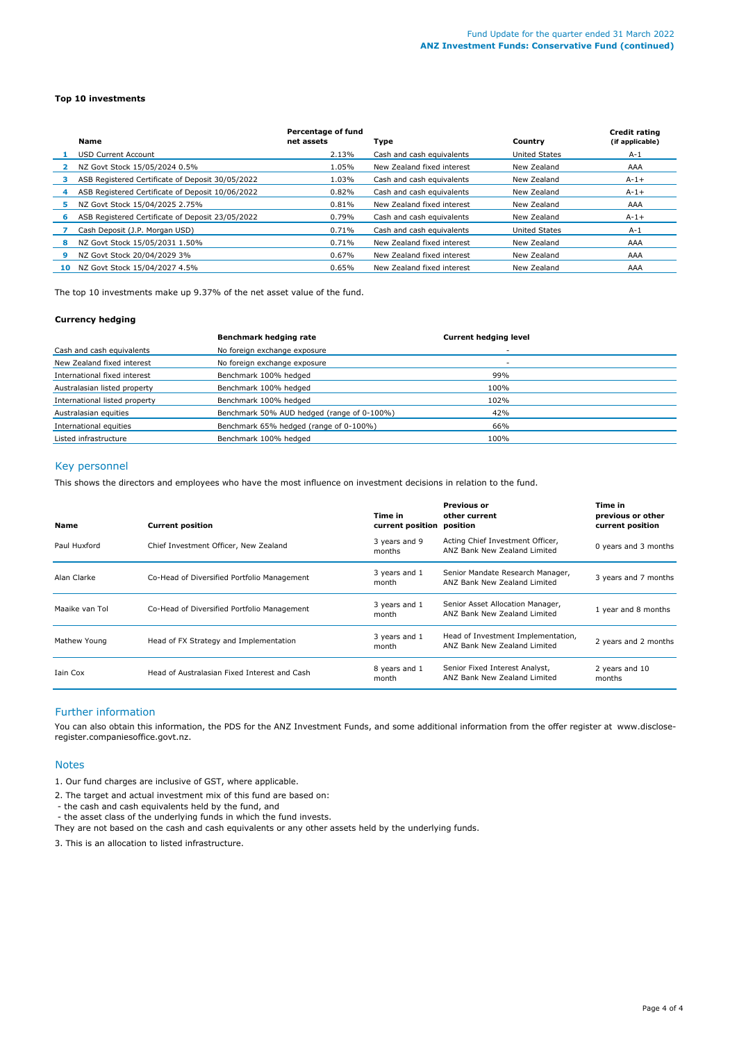### Top 10 investments

| | Name | Percentage of fund net assets | Type | Country | Credit rating (if applicable) |
|---|---|---|---|---|---|
| 1 | USD Current Account | 2.13% | Cash and cash equivalents | United States | A-1 |
| 2 | NZ Govt Stock 15/05/2024 0.5% | 1.05% | New Zealand fixed interest | New Zealand | AAA |
| 3 | ASB Registered Certificate of Deposit 30/05/2022 | 1.03% | Cash and cash equivalents | New Zealand | A-1+ |
| 4 | ASB Registered Certificate of Deposit 10/06/2022 | 0.82% | Cash and cash equivalents | New Zealand | A-1+ |
| 5 | NZ Govt Stock 15/04/2025 2.75% | 0.81% | New Zealand fixed interest | New Zealand | AAA |
| 6 | ASB Registered Certificate of Deposit 23/05/2022 | 0.79% | Cash and cash equivalents | New Zealand | A-1+ |
| 7 | Cash Deposit (J.P. Morgan USD) | 0.71% | Cash and cash equivalents | United States | A-1 |
| 8 | NZ Govt Stock 15/05/2031 1.50% | 0.71% | New Zealand fixed interest | New Zealand | AAA |
| 9 | NZ Govt Stock 20/04/2029 3% | 0.67% | New Zealand fixed interest | New Zealand | AAA |
| 10 | NZ Govt Stock 15/04/2027 4.5% | 0.65% | New Zealand fixed interest | New Zealand | AAA |

The top 10 investments make up 9.37% of the net asset value of the fund.

### Currency hedging

| | Benchmark hedging rate | Current hedging level |
|---|---|---|
| Cash and cash equivalents | No foreign exchange exposure | - |
| New Zealand fixed interest | No foreign exchange exposure | - |
| International fixed interest | Benchmark 100% hedged | 99% |
| Australasian listed property | Benchmark 100% hedged | 100% |
| International listed property | Benchmark 100% hedged | 102% |
| Australasian equities | Benchmark 50% AUD hedged (range of 0-100%) | 42% |
| International equities | Benchmark 65% hedged (range of 0-100%) | 66% |
| Listed infrastructure | Benchmark 100% hedged | 100% |

## Key personnel

This shows the directors and employees who have the most influence on investment decisions in relation to the fund.

| Name | Current position | Time in current position | Previous or other current position | Time in previous or other current position |
|---|---|---|---|---|
| Paul Huxford | Chief Investment Officer, New Zealand | 3 years and 9 months | Acting Chief Investment Officer, ANZ Bank New Zealand Limited | 0 years and 3 months |
| Alan Clarke | Co-Head of Diversified Portfolio Management | 3 years and 1 month | Senior Mandate Research Manager, ANZ Bank New Zealand Limited | 3 years and 7 months |
| Maaike van Tol | Co-Head of Diversified Portfolio Management | 3 years and 1 month | Senior Asset Allocation Manager, ANZ Bank New Zealand Limited | 1 year and 8 months |
| Mathew Young | Head of FX Strategy and Implementation | 3 years and 1 month | Head of Investment Implementation, ANZ Bank New Zealand Limited | 2 years and 2 months |
| Iain Cox | Head of Australasian Fixed Interest and Cash | 8 years and 1 month | Senior Fixed Interest Analyst, ANZ Bank New Zealand Limited | 2 years and 10 months |

## Further information

You can also obtain this information, the PDS for the ANZ Investment Funds, and some additional information from the offer register at www.disclose-register.companiesoffice.govt.nz.

## Notes

1. Our fund charges are inclusive of GST, where applicable.

2. The target and actual investment mix of this fund are based on:
 - the cash and cash equivalents held by the fund, and
 - the asset class of the underlying funds in which the fund invests.

They are not based on the cash and cash equivalents or any other assets held by the underlying funds.

3. This is an allocation to listed infrastructure.